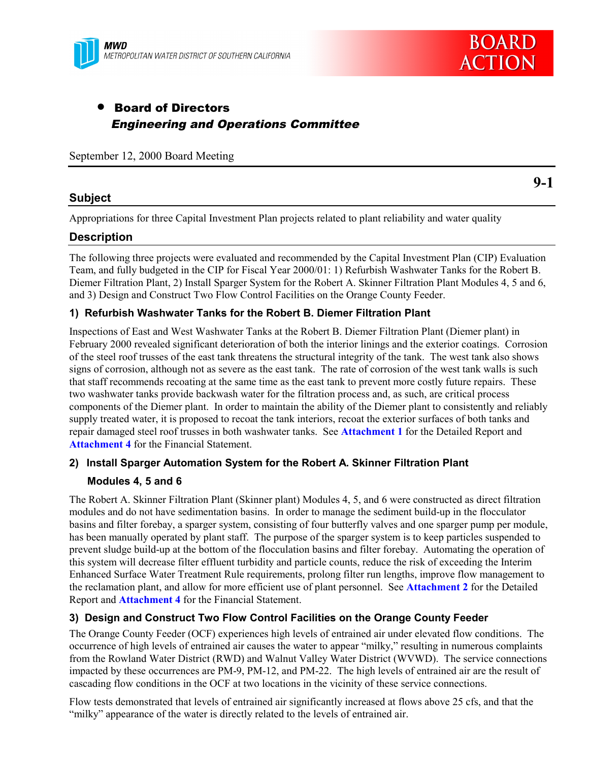MWD
METROPOLITAN WATER DISTRICT OF SOUTHERN CALIFORNIA

BOARD ACTION

- **Board of Directors**
  ***Engineering and Operations Committee***

September 12, 2000 Board Meeting

**9-1**

## Subject

Appropriations for three Capital Investment Plan projects related to plant reliability and water quality

## Description

The following three projects were evaluated and recommended by the Capital Investment Plan (CIP) Evaluation Team, and fully budgeted in the CIP for Fiscal Year 2000/01: 1) Refurbish Washwater Tanks for the Robert B. Diemer Filtration Plant, 2) Install Sparger System for the Robert A. Skinner Filtration Plant Modules 4, 5 and 6, and 3) Design and Construct Two Flow Control Facilities on the Orange County Feeder.

### 1) Refurbish Washwater Tanks for the Robert B. Diemer Filtration Plant

Inspections of East and West Washwater Tanks at the Robert B. Diemer Filtration Plant (Diemer plant) in February 2000 revealed significant deterioration of both the interior linings and the exterior coatings. Corrosion of the steel roof trusses of the east tank threatens the structural integrity of the tank. The west tank also shows signs of corrosion, although not as severe as the east tank. The rate of corrosion of the west tank walls is such that staff recommends recoating at the same time as the east tank to prevent more costly future repairs. These two washwater tanks provide backwash water for the filtration process and, as such, are critical process components of the Diemer plant. In order to maintain the ability of the Diemer plant to consistently and reliably supply treated water, it is proposed to recoat the tank interiors, recoat the exterior surfaces of both tanks and repair damaged steel roof trusses in both washwater tanks. See **Attachment 1** for the Detailed Report and **Attachment 4** for the Financial Statement.

### 2) Install Sparger Automation System for the Robert A. Skinner Filtration Plant Modules 4, 5 and 6

The Robert A. Skinner Filtration Plant (Skinner plant) Modules 4, 5, and 6 were constructed as direct filtration modules and do not have sedimentation basins. In order to manage the sediment build-up in the flocculator basins and filter forebay, a sparger system, consisting of four butterfly valves and one sparger pump per module, has been manually operated by plant staff. The purpose of the sparger system is to keep particles suspended to prevent sludge build-up at the bottom of the flocculation basins and filter forebay. Automating the operation of this system will decrease filter effluent turbidity and particle counts, reduce the risk of exceeding the Interim Enhanced Surface Water Treatment Rule requirements, prolong filter run lengths, improve flow management to the reclamation plant, and allow for more efficient use of plant personnel. See **Attachment 2** for the Detailed Report and **Attachment 4** for the Financial Statement.

### 3) Design and Construct Two Flow Control Facilities on the Orange County Feeder

The Orange County Feeder (OCF) experiences high levels of entrained air under elevated flow conditions. The occurrence of high levels of entrained air causes the water to appear "milky," resulting in numerous complaints from the Rowland Water District (RWD) and Walnut Valley Water District (WVWD). The service connections impacted by these occurrences are PM-9, PM-12, and PM-22. The high levels of entrained air are the result of cascading flow conditions in the OCF at two locations in the vicinity of these service connections.

Flow tests demonstrated that levels of entrained air significantly increased at flows above 25 cfs, and that the "milky" appearance of the water is directly related to the levels of entrained air.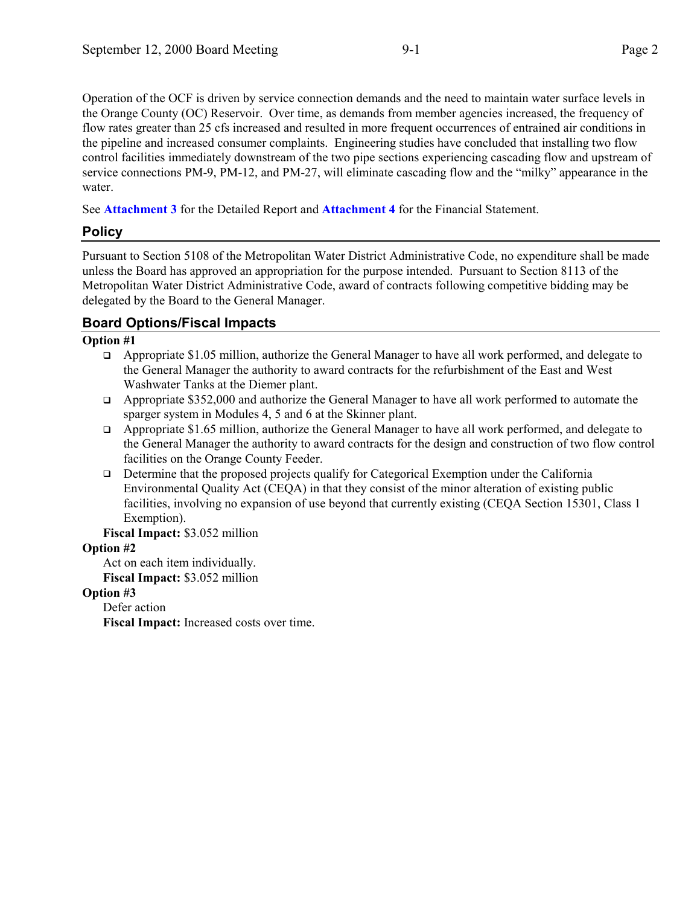Operation of the OCF is driven by service connection demands and the need to maintain water surface levels in the Orange County (OC) Reservoir. Over time, as demands from member agencies increased, the frequency of flow rates greater than 25 cfs increased and resulted in more frequent occurrences of entrained air conditions in the pipeline and increased consumer complaints. Engineering studies have concluded that installing two flow control facilities immediately downstream of the two pipe sections experiencing cascading flow and upstream of service connections PM-9, PM-12, and PM-27, will eliminate cascading flow and the "milky" appearance in the water.

See **Attachment 3** for the Detailed Report and **Attachment 4** for the Financial Statement.

## Policy

Pursuant to Section 5108 of the Metropolitan Water District Administrative Code, no expenditure shall be made unless the Board has approved an appropriation for the purpose intended. Pursuant to Section 8113 of the Metropolitan Water District Administrative Code, award of contracts following competitive bidding may be delegated by the Board to the General Manager.

## Board Options/Fiscal Impacts

**Option #1**

- Appropriate $1.05 million, authorize the General Manager to have all work performed, and delegate to the General Manager the authority to award contracts for the refurbishment of the East and West Washwater Tanks at the Diemer plant.
- Appropriate $352,000 and authorize the General Manager to have all work performed to automate the sparger system in Modules 4, 5 and 6 at the Skinner plant.
- Appropriate $1.65 million, authorize the General Manager to have all work performed, and delegate to the General Manager the authority to award contracts for the design and construction of two flow control facilities on the Orange County Feeder.
- Determine that the proposed projects qualify for Categorical Exemption under the California Environmental Quality Act (CEQA) in that they consist of the minor alteration of existing public facilities, involving no expansion of use beyond that currently existing (CEQA Section 15301, Class 1 Exemption).

**Fiscal Impact:** $3.052 million

**Option #2**

Act on each item individually.

**Fiscal Impact:** $3.052 million

**Option #3**

Defer action

**Fiscal Impact:** Increased costs over time.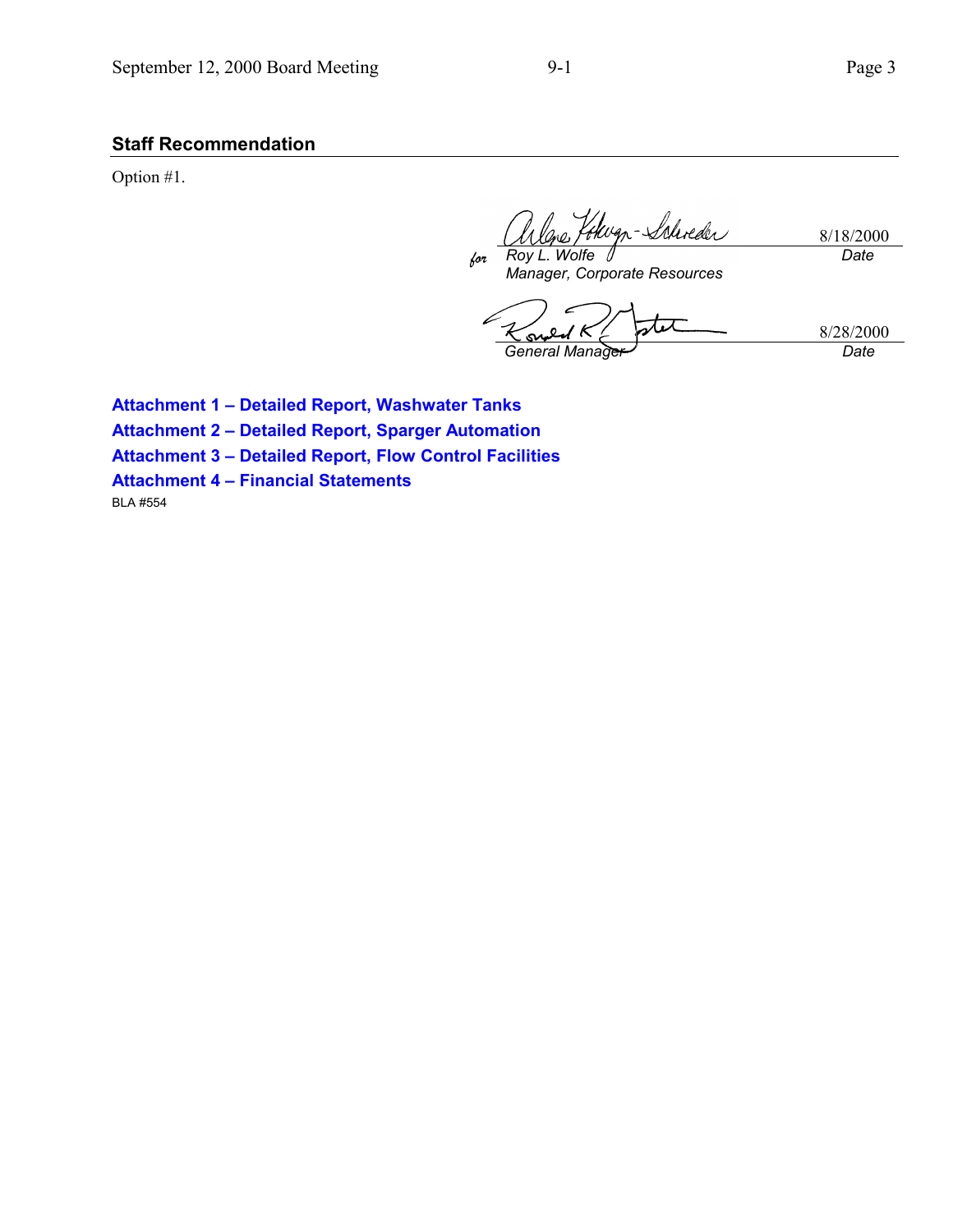## Staff Recommendation

Option #1.

for Roy L. Wolfe — 8/18/2000
*Manager, Corporate Resources* — *Date*

General Manager — 8/28/2000
*Date*

**Attachment 1 – Detailed Report, Washwater Tanks**

**Attachment 2 – Detailed Report, Sparger Automation**

**Attachment 3 – Detailed Report, Flow Control Facilities**

**Attachment 4 – Financial Statements**

BLA #554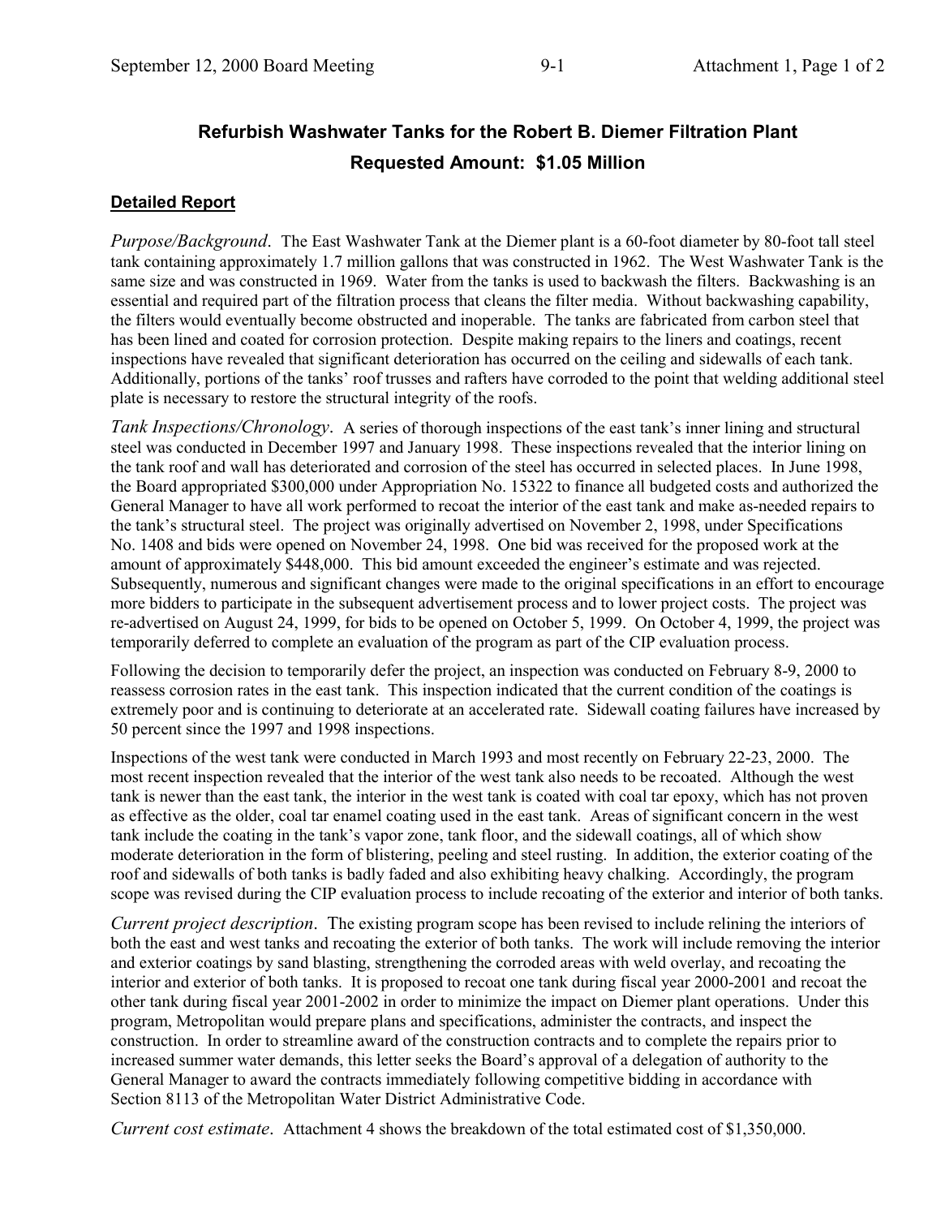## Refurbish Washwater Tanks for the Robert B. Diemer Filtration Plant

## Requested Amount: $1.05 Million

**Detailed Report**

*Purpose/Background*. The East Washwater Tank at the Diemer plant is a 60-foot diameter by 80-foot tall steel tank containing approximately 1.7 million gallons that was constructed in 1962. The West Washwater Tank is the same size and was constructed in 1969. Water from the tanks is used to backwash the filters. Backwashing is an essential and required part of the filtration process that cleans the filter media. Without backwashing capability, the filters would eventually become obstructed and inoperable. The tanks are fabricated from carbon steel that has been lined and coated for corrosion protection. Despite making repairs to the liners and coatings, recent inspections have revealed that significant deterioration has occurred on the ceiling and sidewalls of each tank. Additionally, portions of the tanks' roof trusses and rafters have corroded to the point that welding additional steel plate is necessary to restore the structural integrity of the roofs.

*Tank Inspections/Chronology*. A series of thorough inspections of the east tank's inner lining and structural steel was conducted in December 1997 and January 1998. These inspections revealed that the interior lining on the tank roof and wall has deteriorated and corrosion of the steel has occurred in selected places. In June 1998, the Board appropriated $300,000 under Appropriation No. 15322 to finance all budgeted costs and authorized the General Manager to have all work performed to recoat the interior of the east tank and make as-needed repairs to the tank's structural steel. The project was originally advertised on November 2, 1998, under Specifications No. 1408 and bids were opened on November 24, 1998. One bid was received for the proposed work at the amount of approximately $448,000. This bid amount exceeded the engineer's estimate and was rejected. Subsequently, numerous and significant changes were made to the original specifications in an effort to encourage more bidders to participate in the subsequent advertisement process and to lower project costs. The project was re-advertised on August 24, 1999, for bids to be opened on October 5, 1999. On October 4, 1999, the project was temporarily deferred to complete an evaluation of the program as part of the CIP evaluation process.

Following the decision to temporarily defer the project, an inspection was conducted on February 8-9, 2000 to reassess corrosion rates in the east tank. This inspection indicated that the current condition of the coatings is extremely poor and is continuing to deteriorate at an accelerated rate. Sidewall coating failures have increased by 50 percent since the 1997 and 1998 inspections.

Inspections of the west tank were conducted in March 1993 and most recently on February 22-23, 2000. The most recent inspection revealed that the interior of the west tank also needs to be recoated. Although the west tank is newer than the east tank, the interior in the west tank is coated with coal tar epoxy, which has not proven as effective as the older, coal tar enamel coating used in the east tank. Areas of significant concern in the west tank include the coating in the tank's vapor zone, tank floor, and the sidewall coatings, all of which show moderate deterioration in the form of blistering, peeling and steel rusting. In addition, the exterior coating of the roof and sidewalls of both tanks is badly faded and also exhibiting heavy chalking. Accordingly, the program scope was revised during the CIP evaluation process to include recoating of the exterior and interior of both tanks.

*Current project description*. The existing program scope has been revised to include relining the interiors of both the east and west tanks and recoating the exterior of both tanks. The work will include removing the interior and exterior coatings by sand blasting, strengthening the corroded areas with weld overlay, and recoating the interior and exterior of both tanks. It is proposed to recoat one tank during fiscal year 2000-2001 and recoat the other tank during fiscal year 2001-2002 in order to minimize the impact on Diemer plant operations. Under this program, Metropolitan would prepare plans and specifications, administer the contracts, and inspect the construction. In order to streamline award of the construction contracts and to complete the repairs prior to increased summer water demands, this letter seeks the Board's approval of a delegation of authority to the General Manager to award the contracts immediately following competitive bidding in accordance with Section 8113 of the Metropolitan Water District Administrative Code.

*Current cost estimate*. Attachment 4 shows the breakdown of the total estimated cost of $1,350,000.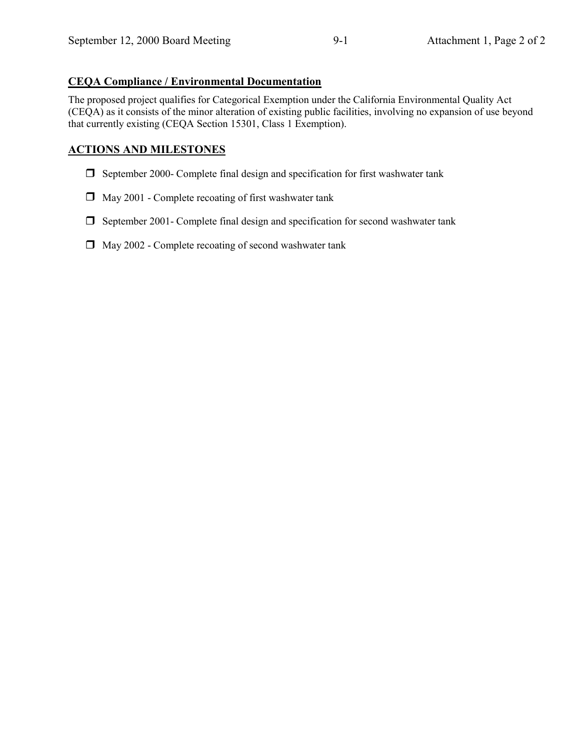## CEQA Compliance / Environmental Documentation

The proposed project qualifies for Categorical Exemption under the California Environmental Quality Act (CEQA) as it consists of the minor alteration of existing public facilities, involving no expansion of use beyond that currently existing (CEQA Section 15301, Class 1 Exemption).

## ACTIONS AND MILESTONES

- September 2000- Complete final design and specification for first washwater tank
- May 2001 - Complete recoating of first washwater tank
- September 2001- Complete final design and specification for second washwater tank
- May 2002 - Complete recoating of second washwater tank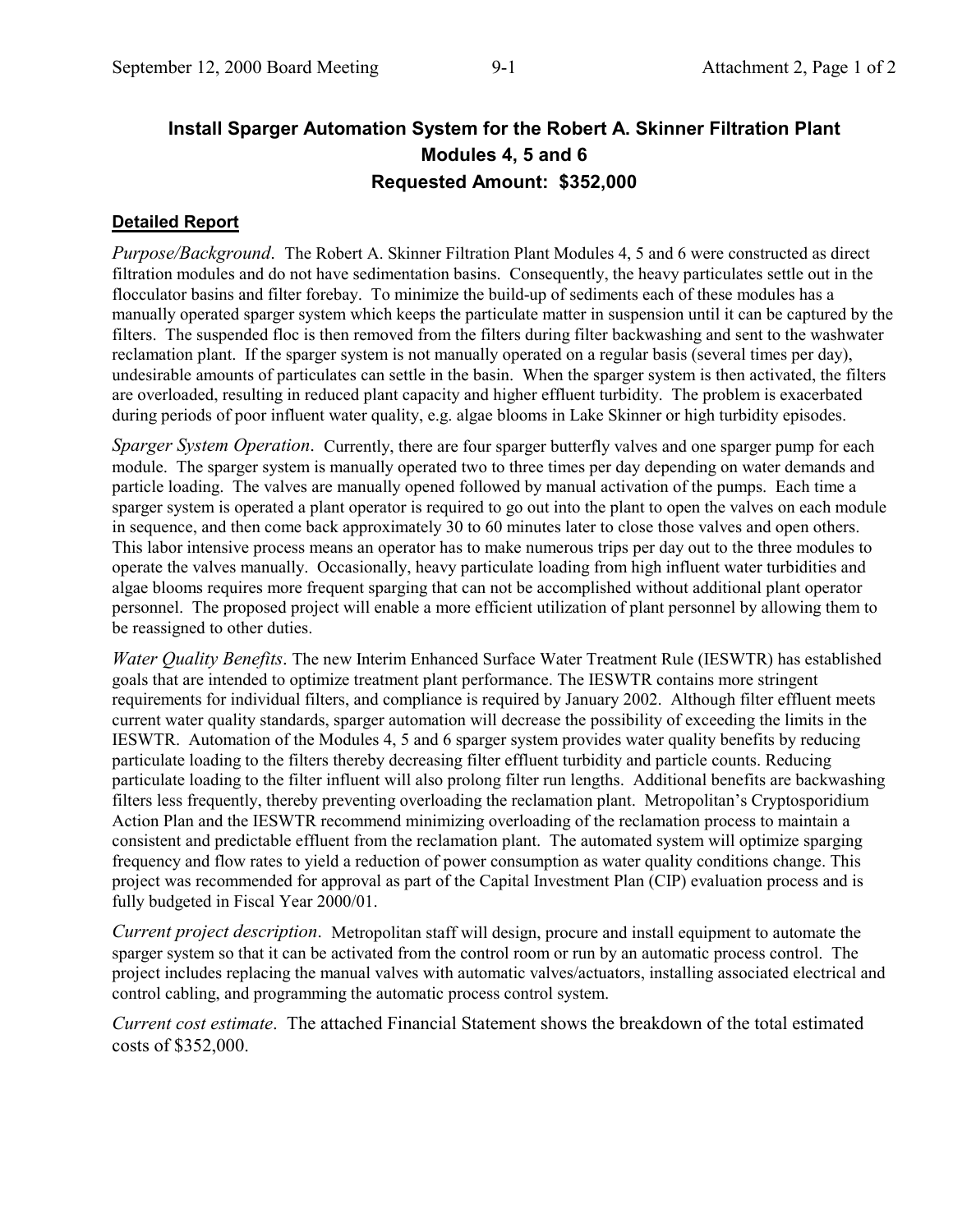## Install Sparger Automation System for the Robert A. Skinner Filtration Plant Modules 4, 5 and 6

## Requested Amount: $352,000

**Detailed Report**

*Purpose/Background*. The Robert A. Skinner Filtration Plant Modules 4, 5 and 6 were constructed as direct filtration modules and do not have sedimentation basins. Consequently, the heavy particulates settle out in the flocculator basins and filter forebay. To minimize the build-up of sediments each of these modules has a manually operated sparger system which keeps the particulate matter in suspension until it can be captured by the filters. The suspended floc is then removed from the filters during filter backwashing and sent to the washwater reclamation plant. If the sparger system is not manually operated on a regular basis (several times per day), undesirable amounts of particulates can settle in the basin. When the sparger system is then activated, the filters are overloaded, resulting in reduced plant capacity and higher effluent turbidity. The problem is exacerbated during periods of poor influent water quality, e.g. algae blooms in Lake Skinner or high turbidity episodes.

*Sparger System Operation*. Currently, there are four sparger butterfly valves and one sparger pump for each module. The sparger system is manually operated two to three times per day depending on water demands and particle loading. The valves are manually opened followed by manual activation of the pumps. Each time a sparger system is operated a plant operator is required to go out into the plant to open the valves on each module in sequence, and then come back approximately 30 to 60 minutes later to close those valves and open others. This labor intensive process means an operator has to make numerous trips per day out to the three modules to operate the valves manually. Occasionally, heavy particulate loading from high influent water turbidities and algae blooms requires more frequent sparging that can not be accomplished without additional plant operator personnel. The proposed project will enable a more efficient utilization of plant personnel by allowing them to be reassigned to other duties.

*Water Quality Benefits*. The new Interim Enhanced Surface Water Treatment Rule (IESWTR) has established goals that are intended to optimize treatment plant performance. The IESWTR contains more stringent requirements for individual filters, and compliance is required by January 2002. Although filter effluent meets current water quality standards, sparger automation will decrease the possibility of exceeding the limits in the IESWTR. Automation of the Modules 4, 5 and 6 sparger system provides water quality benefits by reducing particulate loading to the filters thereby decreasing filter effluent turbidity and particle counts. Reducing particulate loading to the filter influent will also prolong filter run lengths. Additional benefits are backwashing filters less frequently, thereby preventing overloading the reclamation plant. Metropolitan's Cryptosporidium Action Plan and the IESWTR recommend minimizing overloading of the reclamation process to maintain a consistent and predictable effluent from the reclamation plant. The automated system will optimize sparging frequency and flow rates to yield a reduction of power consumption as water quality conditions change. This project was recommended for approval as part of the Capital Investment Plan (CIP) evaluation process and is fully budgeted in Fiscal Year 2000/01.

*Current project description*. Metropolitan staff will design, procure and install equipment to automate the sparger system so that it can be activated from the control room or run by an automatic process control. The project includes replacing the manual valves with automatic valves/actuators, installing associated electrical and control cabling, and programming the automatic process control system.

*Current cost estimate*. The attached Financial Statement shows the breakdown of the total estimated costs of $352,000.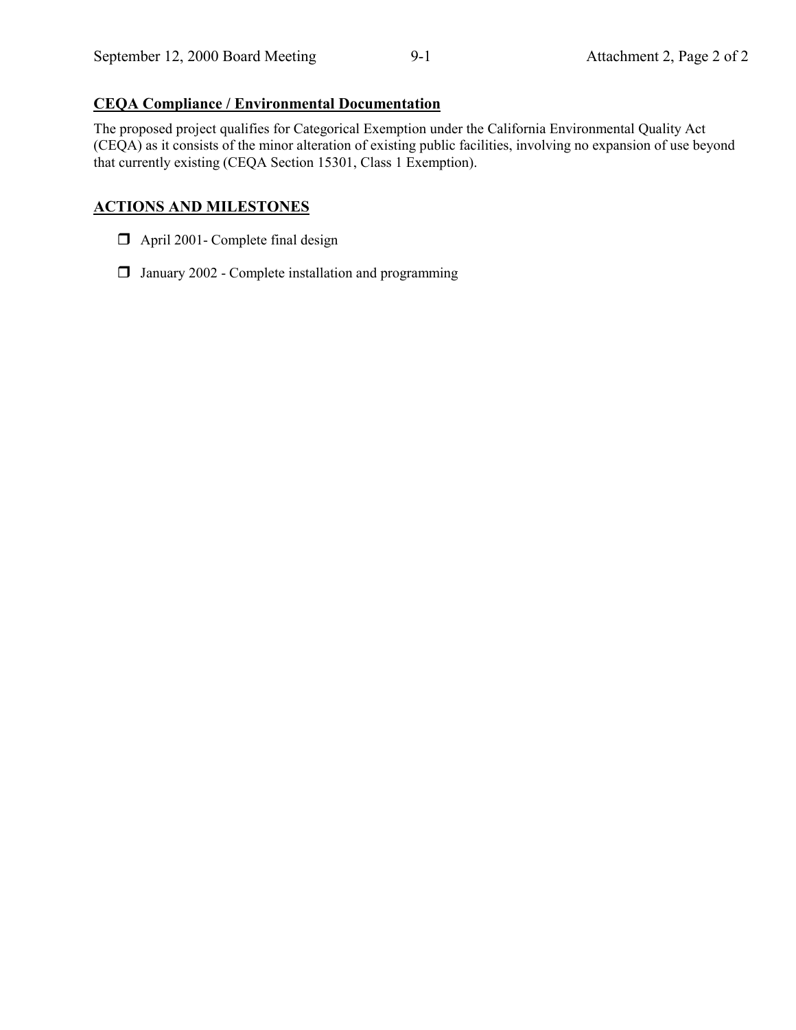## CEQA Compliance / Environmental Documentation

The proposed project qualifies for Categorical Exemption under the California Environmental Quality Act (CEQA) as it consists of the minor alteration of existing public facilities, involving no expansion of use beyond that currently existing (CEQA Section 15301, Class 1 Exemption).

## ACTIONS AND MILESTONES

- April 2001- Complete final design
- January 2002 - Complete installation and programming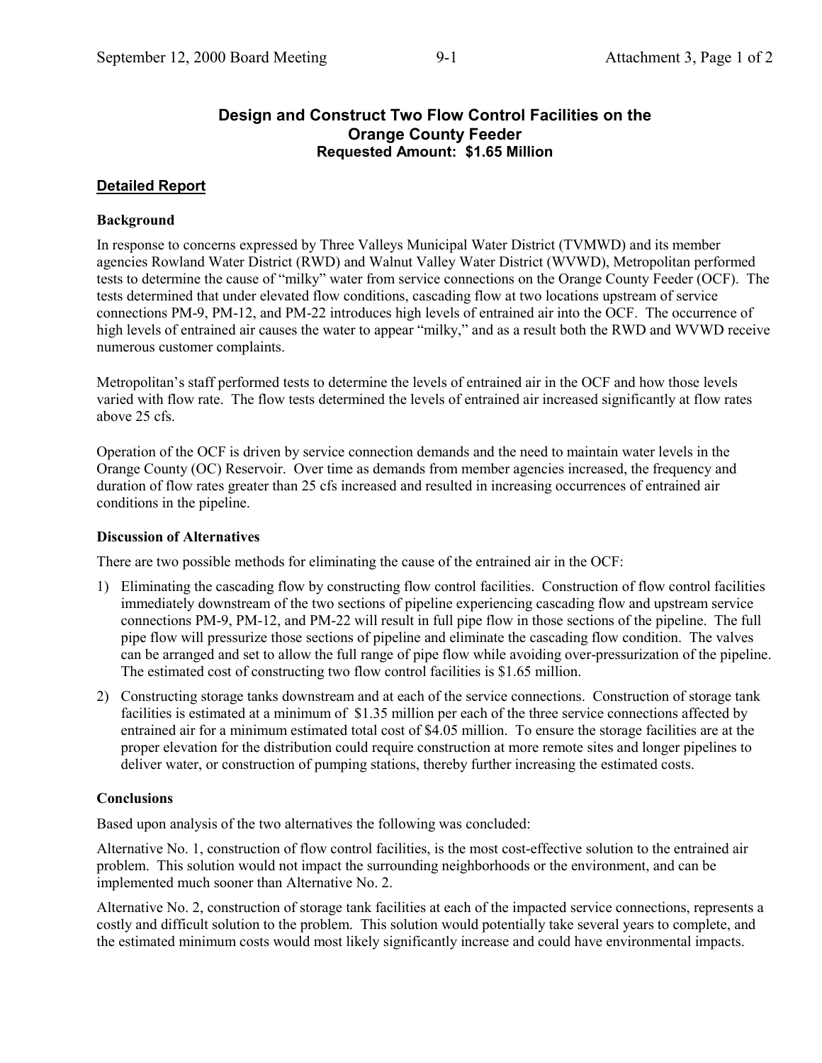# Design and Construct Two Flow Control Facilities on the Orange County Feeder
**Requested Amount: $1.65 Million**

## Detailed Report

### Background

In response to concerns expressed by Three Valleys Municipal Water District (TVMWD) and its member agencies Rowland Water District (RWD) and Walnut Valley Water District (WVWD), Metropolitan performed tests to determine the cause of "milky" water from service connections on the Orange County Feeder (OCF). The tests determined that under elevated flow conditions, cascading flow at two locations upstream of service connections PM-9, PM-12, and PM-22 introduces high levels of entrained air into the OCF. The occurrence of high levels of entrained air causes the water to appear "milky," and as a result both the RWD and WVWD receive numerous customer complaints.

Metropolitan's staff performed tests to determine the levels of entrained air in the OCF and how those levels varied with flow rate. The flow tests determined the levels of entrained air increased significantly at flow rates above 25 cfs.

Operation of the OCF is driven by service connection demands and the need to maintain water levels in the Orange County (OC) Reservoir. Over time as demands from member agencies increased, the frequency and duration of flow rates greater than 25 cfs increased and resulted in increasing occurrences of entrained air conditions in the pipeline.

### Discussion of Alternatives

There are two possible methods for eliminating the cause of the entrained air in the OCF:

1) Eliminating the cascading flow by constructing flow control facilities. Construction of flow control facilities immediately downstream of the two sections of pipeline experiencing cascading flow and upstream service connections PM-9, PM-12, and PM-22 will result in full pipe flow in those sections of the pipeline. The full pipe flow will pressurize those sections of pipeline and eliminate the cascading flow condition. The valves can be arranged and set to allow the full range of pipe flow while avoiding over-pressurization of the pipeline. The estimated cost of constructing two flow control facilities is $1.65 million.
2) Constructing storage tanks downstream and at each of the service connections. Construction of storage tank facilities is estimated at a minimum of $1.35 million per each of the three service connections affected by entrained air for a minimum estimated total cost of $4.05 million. To ensure the storage facilities are at the proper elevation for the distribution could require construction at more remote sites and longer pipelines to deliver water, or construction of pumping stations, thereby further increasing the estimated costs.

### Conclusions

Based upon analysis of the two alternatives the following was concluded:

Alternative No. 1, construction of flow control facilities, is the most cost-effective solution to the entrained air problem. This solution would not impact the surrounding neighborhoods or the environment, and can be implemented much sooner than Alternative No. 2.

Alternative No. 2, construction of storage tank facilities at each of the impacted service connections, represents a costly and difficult solution to the problem. This solution would potentially take several years to complete, and the estimated minimum costs would most likely significantly increase and could have environmental impacts.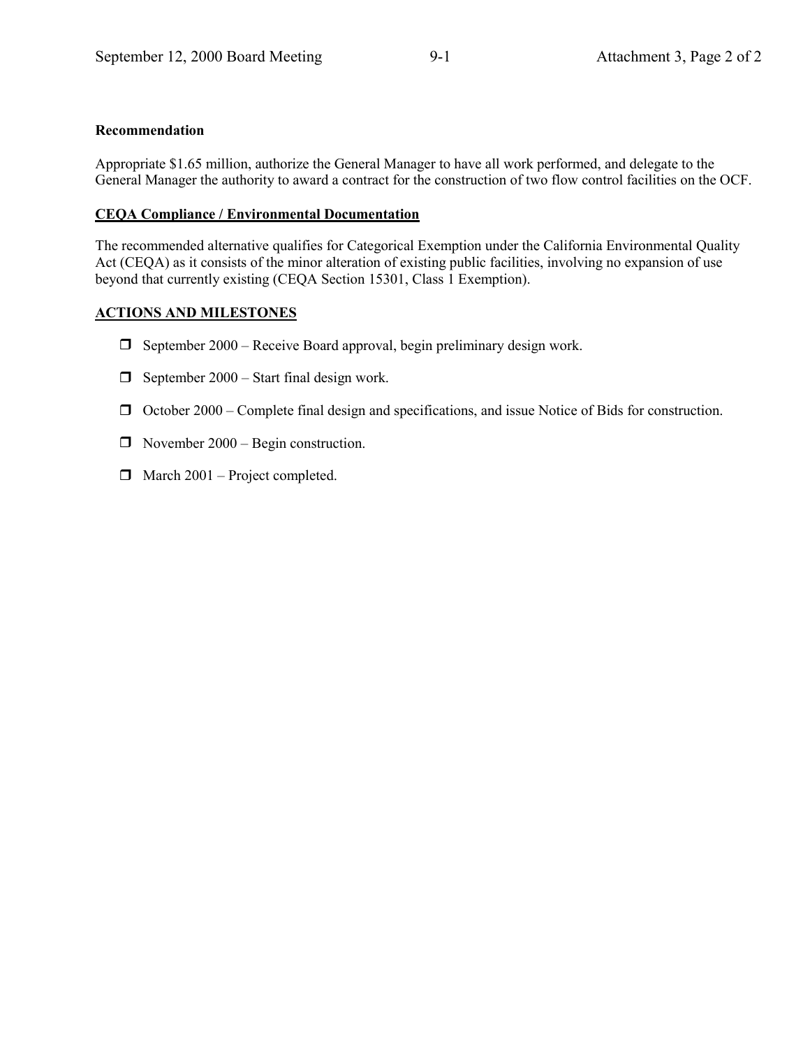**Recommendation**

Appropriate $1.65 million, authorize the General Manager to have all work performed, and delegate to the General Manager the authority to award a contract for the construction of two flow control facilities on the OCF.

**CEQA Compliance / Environmental Documentation**

The recommended alternative qualifies for Categorical Exemption under the California Environmental Quality Act (CEQA) as it consists of the minor alteration of existing public facilities, involving no expansion of use beyond that currently existing (CEQA Section 15301, Class 1 Exemption).

**ACTIONS AND MILESTONES**

- September 2000 – Receive Board approval, begin preliminary design work.
- September 2000 – Start final design work.
- October 2000 – Complete final design and specifications, and issue Notice of Bids for construction.
- November 2000 – Begin construction.
- March 2001 – Project completed.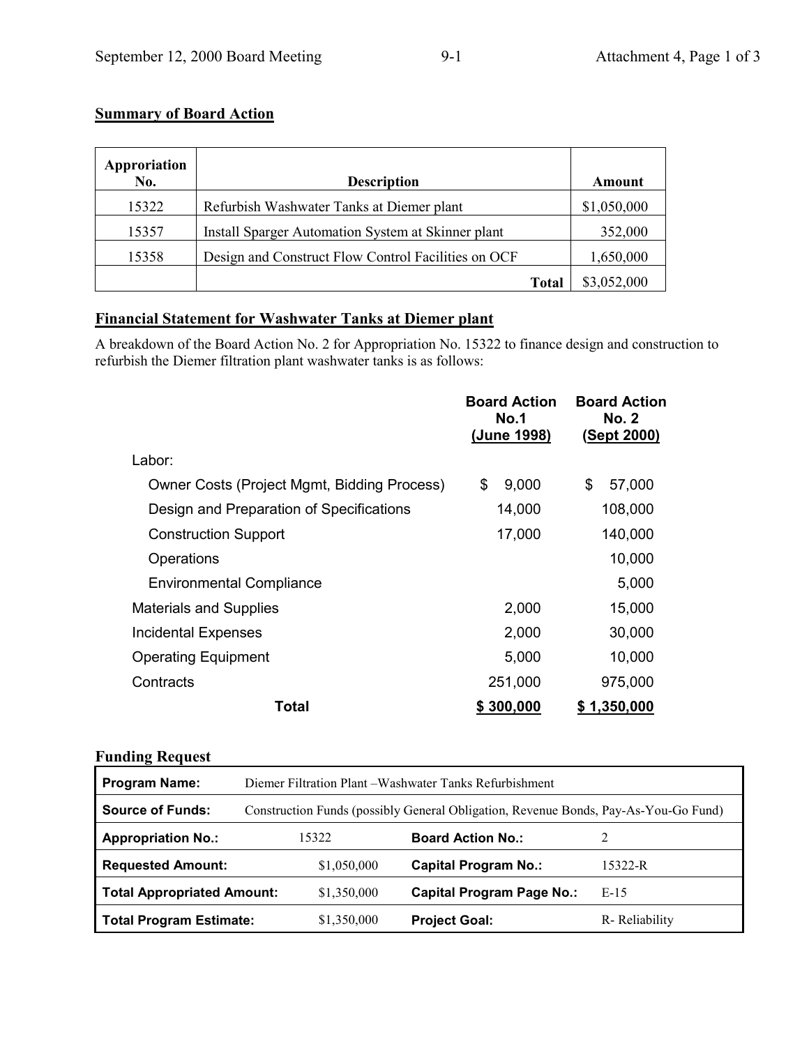## Summary of Board Action

| Approriation No. | Description | Amount |
|---|---|---|
| 15322 | Refurbish Washwater Tanks at Diemer plant | $1,050,000 |
| 15357 | Install Sparger Automation System at Skinner plant | 352,000 |
| 15358 | Design and Construct Flow Control Facilities on OCF | 1,650,000 |
| | **Total** | $3,052,000 |

## Financial Statement for Washwater Tanks at Diemer plant

A breakdown of the Board Action No. 2 for Appropriation No. 15322 to finance design and construction to refurbish the Diemer filtration plant washwater tanks is as follows:

| | **Board Action No.1 (June 1998)** | **Board Action No. 2 (Sept 2000)** |
|---|---|---|
| Labor: | | |
| Owner Costs (Project Mgmt, Bidding Process) | $ 9,000 | $ 57,000 |
| Design and Preparation of Specifications | 14,000 | 108,000 |
| Construction Support | 17,000 | 140,000 |
| Operations | | 10,000 |
| Environmental Compliance | | 5,000 |
| Materials and Supplies | 2,000 | 15,000 |
| Incidental Expenses | 2,000 | 30,000 |
| Operating Equipment | 5,000 | 10,000 |
| Contracts | 251,000 | 975,000 |
| **Total** | **$ 300,000** | **$ 1,350,000** |

## Funding Request

| **Program Name:** | Diemer Filtration Plant –Washwater Tanks Refurbishment | | |
|---|---|---|---|
| **Source of Funds:** | Construction Funds (possibly General Obligation, Revenue Bonds, Pay-As-You-Go Fund) | | |
| **Appropriation No.:** | 15322 | **Board Action No.:** | 2 |
| **Requested Amount:** | $1,050,000 | **Capital Program No.:** | 15322-R |
| **Total Appropriated Amount:** | $1,350,000 | **Capital Program Page No.:** | E-15 |
| **Total Program Estimate:** | $1,350,000 | **Project Goal:** | R- Reliability |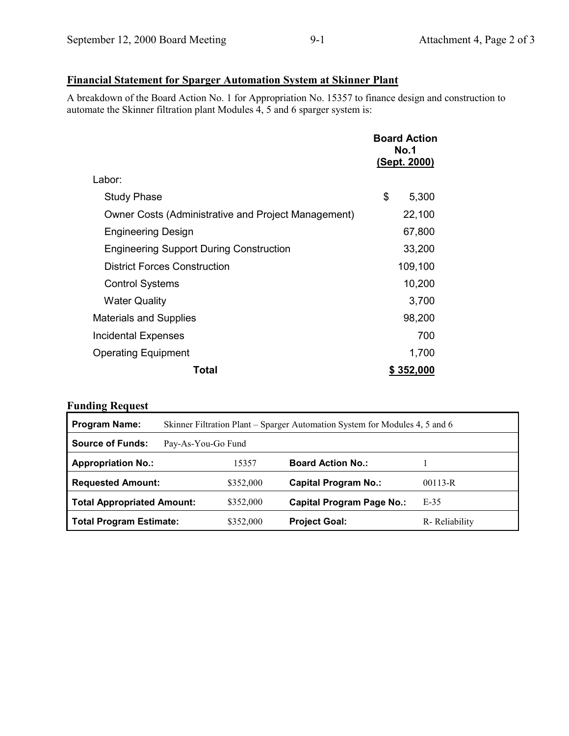## Financial Statement for Sparger Automation System at Skinner Plant

A breakdown of the Board Action No. 1 for Appropriation No. 15357 to finance design and construction to automate the Skinner filtration plant Modules 4, 5 and 6 sparger system is:

| | Board Action No.1 (Sept. 2000) |
|---|---|
| Labor: | |
| Study Phase | $ 5,300 |
| Owner Costs (Administrative and Project Management) | 22,100 |
| Engineering Design | 67,800 |
| Engineering Support During Construction | 33,200 |
| District Forces Construction | 109,100 |
| Control Systems | 10,200 |
| Water Quality | 3,700 |
| Materials and Supplies | 98,200 |
| Incidental Expenses | 700 |
| Operating Equipment | 1,700 |
| **Total** | **$ 352,000** |

### Funding Request

| **Program Name:** | Skinner Filtration Plant – Sparger Automation System for Modules 4, 5 and 6 | | |
|---|---|---|---|
| **Source of Funds:** | Pay-As-You-Go Fund | | |
| **Appropriation No.:** | 15357 | **Board Action No.:** | 1 |
| **Requested Amount:** | $352,000 | **Capital Program No.:** | 00113-R |
| **Total Appropriated Amount:** | $352,000 | **Capital Program Page No.:** | E-35 |
| **Total Program Estimate:** | $352,000 | **Project Goal:** | R- Reliability |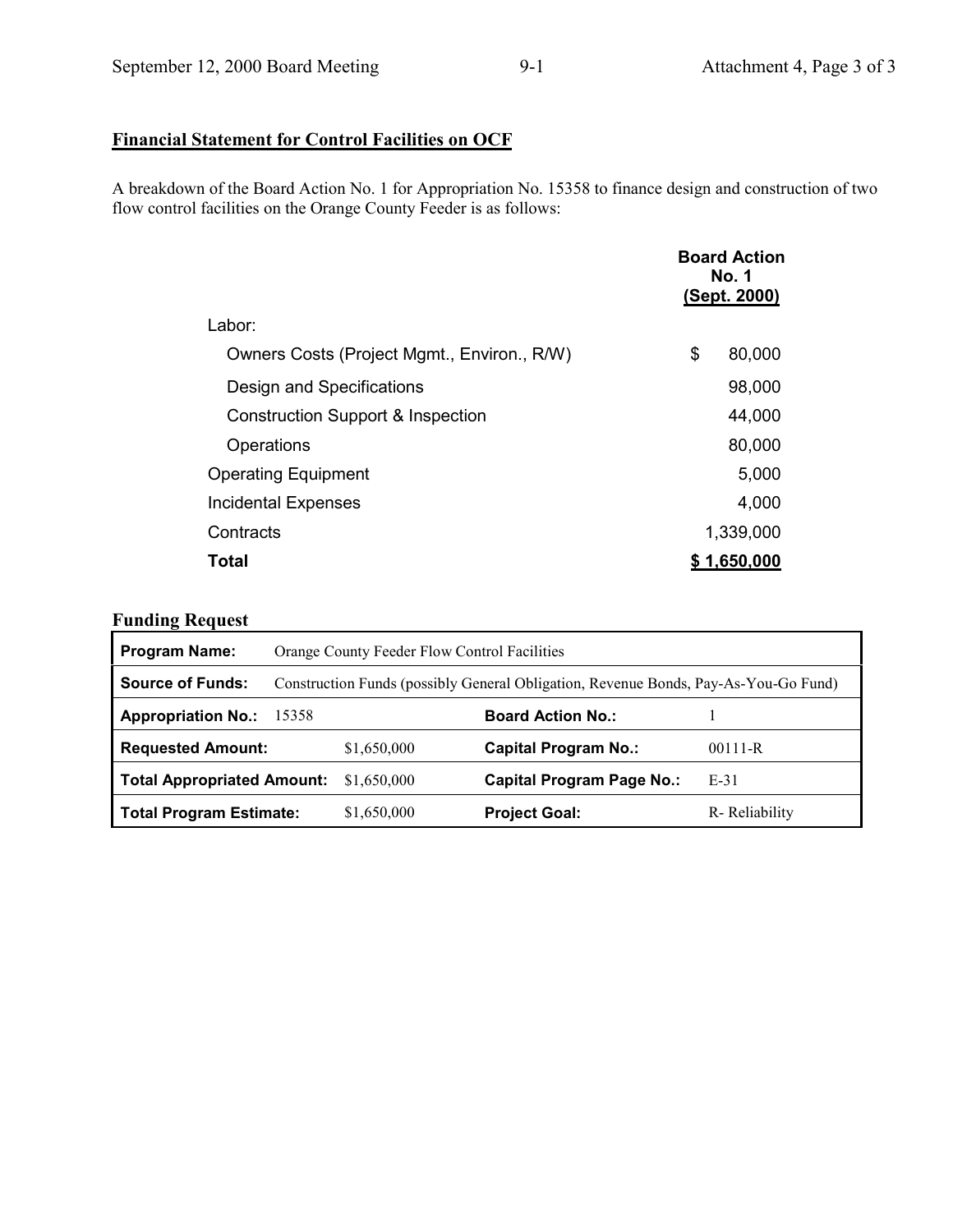**Financial Statement for Control Facilities on OCF**

A breakdown of the Board Action No. 1 for Appropriation No. 15358 to finance design and construction of two flow control facilities on the Orange County Feeder is as follows:

| | Board Action No. 1 (Sept. 2000) |
|---|---|
| Labor: | |
| Owners Costs (Project Mgmt., Environ., R/W) | $ 80,000 |
| Design and Specifications | 98,000 |
| Construction Support & Inspection | 44,000 |
| Operations | 80,000 |
| Operating Equipment | 5,000 |
| Incidental Expenses | 4,000 |
| Contracts | 1,339,000 |
| **Total** | **$ 1,650,000** |

**Funding Request**

| | | | |
|---|---|---|---|
| **Program Name:** | Orange County Feeder Flow Control Facilities | | |
| **Source of Funds:** | Construction Funds (possibly General Obligation, Revenue Bonds, Pay-As-You-Go Fund) | | |
| **Appropriation No.:** | 15358 | **Board Action No.:** | 1 |
| **Requested Amount:** | $1,650,000 | **Capital Program No.:** | 00111-R |
| **Total Appropriated Amount:** | $1,650,000 | **Capital Program Page No.:** | E-31 |
| **Total Program Estimate:** | $1,650,000 | **Project Goal:** | R- Reliability |